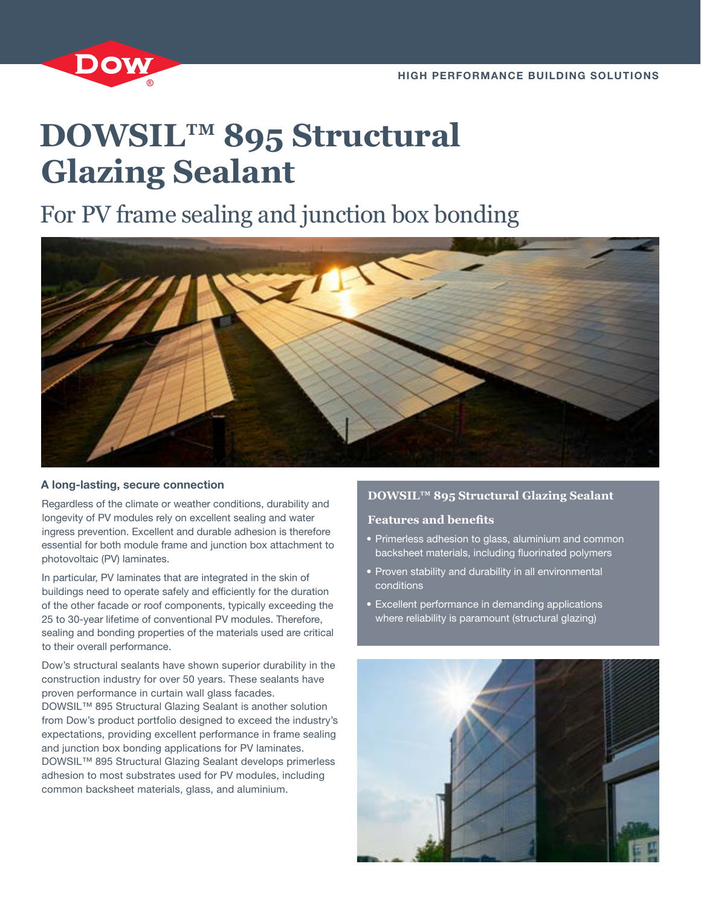HIGH PERFORMANCE BUILDING SOLUTIONS

# DOWSIL™ 895 Structural Glazing Sealant

## For PV frame sealing and junction box bonding

### A long-lasting, secure connection

Regardless of the climate or weather conditions, durability and longevity of PV modules rely on excellent sealing and water ingress prevention. Excellent and durable adhesion is therefore essential for both module frame and junction box attachment to photovoltaic (PV) laminates.

In particular, PV laminates that are integrated in the skin of buildings need to operate safely and efficiently for the duration of the other facade or roof components, typically exceeding the 25 to 30-year lifetime of conventional PV modules. Therefore, sealing and bonding properties of the materials used are critical to their overall performance.

Dow's structural sealants have shown superior durability in the construction industry for over 50 years. These sealants have proven performance in curtain wall glass facades. DOWSIL™ 895 Structural Glazing Sealant is another solution from Dow's product portfolio designed to exceed the industry's expectations, providing excellent performance in frame sealing and junction box bonding applications for PV laminates. DOWSIL™ 895 Structural Glazing Sealant develops primerless adhesion to most substrates used for PV modules, including common backsheet materials, glass, and aluminium.

### DOWSIL™ 895 Structural Glazing Sealant

#### Features and benefits

- Primerless adhesion to glass, aluminium and common backsheet materials, including fluorinated polymers
- Proven stability and durability in all environmental conditions
- Excellent performance in demanding applications where reliability is paramount (structural glazing)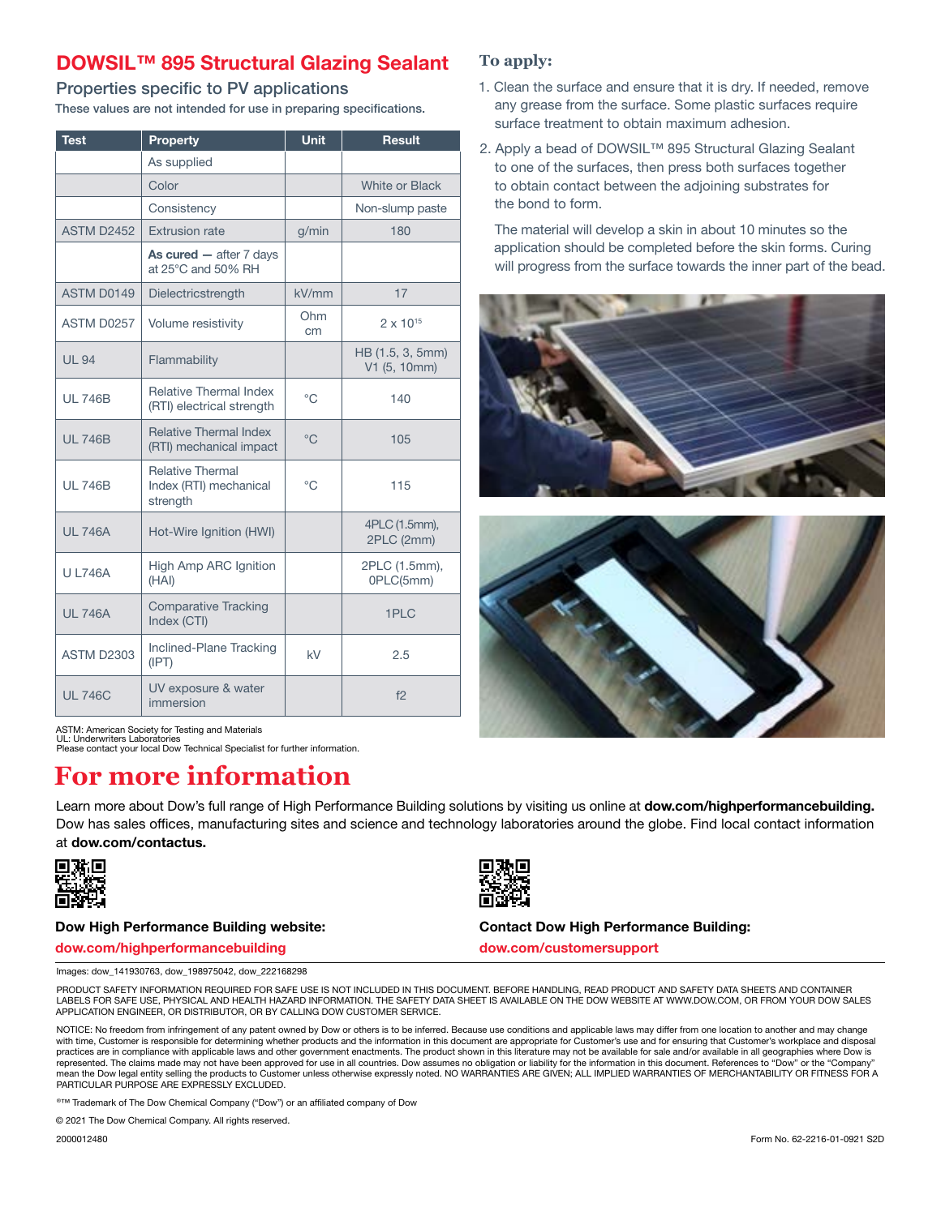## DOWSIL™ 895 Structural Glazing Sealant

### Properties specific to PV applications

These values are not intended for use in preparing specifications.

| Test | Property | Unit | Result |
|---|---|---|---|
| | As supplied | | |
| | Color | | White or Black |
| | Consistency | | Non-slump paste |
| ASTM D2452 | Extrusion rate | g/min | 180 |
| | **As cured —** after 7 days at 25°C and 50% RH | | |
| ASTM D0149 | Dielectricstrength | kV/mm | 17 |
| ASTM D0257 | Volume resistivity | Ohm cm | $2 \times 10^{15}$ |
| UL 94 | Flammability | | HB (1.5, 3, 5mm) V1 (5, 10mm) |
| UL 746B | Relative Thermal Index (RTI) electrical strength | °C | 140 |
| UL 746B | Relative Thermal Index (RTI) mechanical impact | °C | 105 |
| UL 746B | Relative Thermal Index (RTI) mechanical strength | °C | 115 |
| UL 746A | Hot-Wire Ignition (HWI) | | 4PLC (1.5mm), 2PLC (2mm) |
| U L746A | High Amp ARC Ignition (HAI) | | 2PLC (1.5mm), 0PLC(5mm) |
| UL 746A | Comparative Tracking Index (CTI) | | 1PLC |
| ASTM D2303 | Inclined-Plane Tracking (IPT) | kV | 2.5 |
| UL 746C | UV exposure & water immersion | | f2 |

ASTM: American Society for Testing and Materials
UL: Underwriters Laboratories
Please contact your local Dow Technical Specialist for further information.

### To apply:

1. Clean the surface and ensure that it is dry. If needed, remove any grease from the surface. Some plastic surfaces require surface treatment to obtain maximum adhesion.
2. Apply a bead of DOWSIL™ 895 Structural Glazing Sealant to one of the surfaces, then press both surfaces together to obtain contact between the adjoining substrates for the bond to form.

   The material will develop a skin in about 10 minutes so the application should be completed before the skin forms. Curing will progress from the surface towards the inner part of the bead.

# For more information

Learn more about Dow's full range of High Performance Building solutions by visiting us online at **dow.com/highperformancebuilding.** Dow has sales offices, manufacturing sites and science and technology laboratories around the globe. Find local contact information at **dow.com/contactus.**

**Dow High Performance Building website:**
dow.com/highperformancebuilding

**Contact Dow High Performance Building:**
dow.com/customersupport

Images: dow_141930763, dow_198975042, dow_222168298

PRODUCT SAFETY INFORMATION REQUIRED FOR SAFE USE IS NOT INCLUDED IN THIS DOCUMENT. BEFORE HANDLING, READ PRODUCT AND SAFETY DATA SHEETS AND CONTAINER LABELS FOR SAFE USE, PHYSICAL AND HEALTH HAZARD INFORMATION. THE SAFETY DATA SHEET IS AVAILABLE ON THE DOW WEBSITE AT WWW.DOW.COM, OR FROM YOUR DOW SALES APPLICATION ENGINEER, OR DISTRIBUTOR, OR BY CALLING DOW CUSTOMER SERVICE.

NOTICE: No freedom from infringement of any patent owned by Dow or others is to be inferred. Because use conditions and applicable laws may differ from one location to another and may change with time, Customer is responsible for determining whether products and the information in this document are appropriate for Customer's use and for ensuring that Customer's workplace and disposal practices are in compliance with applicable laws and other government enactments. The product shown in this literature may not be available for sale and/or available in all geographies where Dow is represented. The claims made may not have been approved for use in all countries. Dow assumes no obligation or liability for the information in this document. References to "Dow" or the "Company" mean the Dow legal entity selling the products to Customer unless otherwise expressly noted. NO WARRANTIES ARE GIVEN; ALL IMPLIED WARRANTIES OF MERCHANTABILITY OR FITNESS FOR A PARTICULAR PURPOSE ARE EXPRESSLY EXCLUDED.

®™ Trademark of The Dow Chemical Company ("Dow") or an affiliated company of Dow

© 2021 The Dow Chemical Company. All rights reserved.

2000012480

Form No. 62-2216-01-0921 S2D